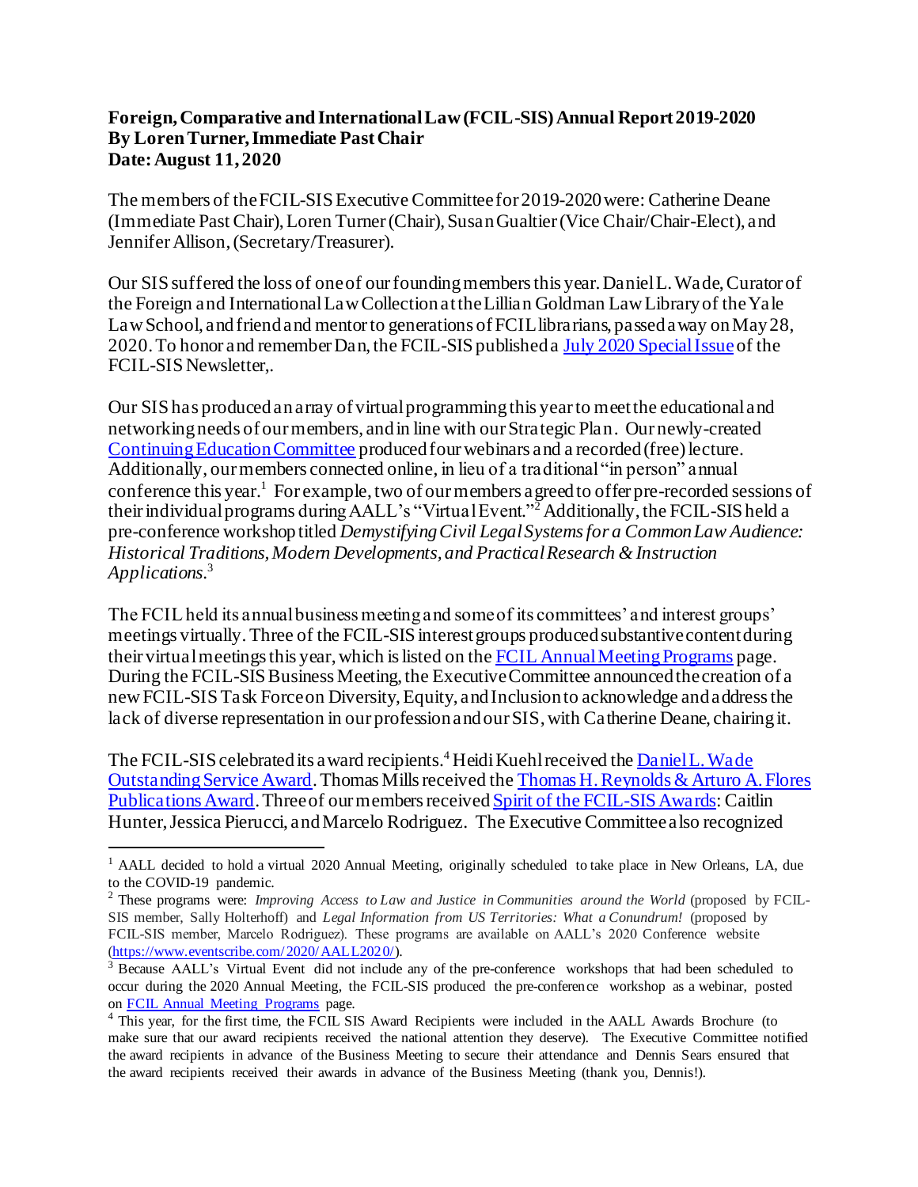**Foreign, Comparative and International Law (FCIL-SIS) Annual Report 2019-2020**
**By Loren Turner, Immediate Past Chair**
**Date: August 11, 2020**

The members of the FCIL-SIS Executive Committee for 2019-2020 were: Catherine Deane (Immediate Past Chair), Loren Turner (Chair), Susan Gualtier (Vice Chair/Chair-Elect), and Jennifer Allison, (Secretary/Treasurer).

Our SIS suffered the loss of one of our founding members this year. Daniel L. Wade, Curator of the Foreign and International Law Collection at the Lillian Goldman Law Library of the Yale Law School, and friend and mentor to generations of FCIL librarians, passed away on May 28, 2020. To honor and remember Dan, the FCIL-SIS published a [July 2020 Special Issue] of the FCIL-SIS Newsletter,.

Our SIS has produced an array of virtual programming this year to meet the educational and networking needs of our members, and in line with our Strategic Plan. Our newly-created [Continuing Education Committee] produced four webinars and a recorded (free) lecture. Additionally, our members connected online, in lieu of a traditional "in person" annual conference this year.[1] For example, two of our members agreed to offer pre-recorded sessions of their individual programs during AALL's "Virtual Event."[2] Additionally, the FCIL-SIS held a pre-conference workshop titled *Demystifying Civil Legal Systems for a Common Law Audience: Historical Traditions, Modern Developments, and Practical Research & Instruction Applications*.[3]

The FCIL held its annual business meeting and some of its committees' and interest groups' meetings virtually. Three of the FCIL-SIS interest groups produced substantive content during their virtual meetings this year, which is listed on the [FCIL Annual Meeting Programs] page. During the FCIL-SIS Business Meeting, the Executive Committee announced the creation of a new FCIL-SIS Task Force on Diversity, Equity, and Inclusion to acknowledge and address the lack of diverse representation in our profession and our SIS, with Catherine Deane, chairing it.

The FCIL-SIS celebrated its award recipients.[4] Heidi Kuehl received the [Daniel L. Wade Outstanding Service Award]. Thomas Mills received the [Thomas H. Reynolds & Arturo A. Flores Publications Award]. Three of our members received [Spirit of the FCIL-SIS Awards]: Caitlin Hunter, Jessica Pierucci, and Marcelo Rodriguez. The Executive Committee also recognized

---

[1] AALL decided to hold a virtual 2020 Annual Meeting, originally scheduled to take place in New Orleans, LA, due to the COVID-19 pandemic.

[2] These programs were: *Improving Access to Law and Justice in Communities around the World* (proposed by FCIL-SIS member, Sally Holterhoff) and *Legal Information from US Territories: What a Conundrum!* (proposed by FCIL-SIS member, Marcelo Rodriguez). These programs are available on AALL's 2020 Conference website (https://www.eventscribe.com/2020/AALL2020/).

[3] Because AALL's Virtual Event did not include any of the pre-conference workshops that had been scheduled to occur during the 2020 Annual Meeting, the FCIL-SIS produced the pre-conference workshop as a webinar, posted on [FCIL Annual Meeting Programs] page.

[4] This year, for the first time, the FCIL SIS Award Recipients were included in the AALL Awards Brochure (to make sure that our award recipients received the national attention they deserve). The Executive Committee notified the award recipients in advance of the Business Meeting to secure their attendance and Dennis Sears ensured that the award recipients received their awards in advance of the Business Meeting (thank you, Dennis!).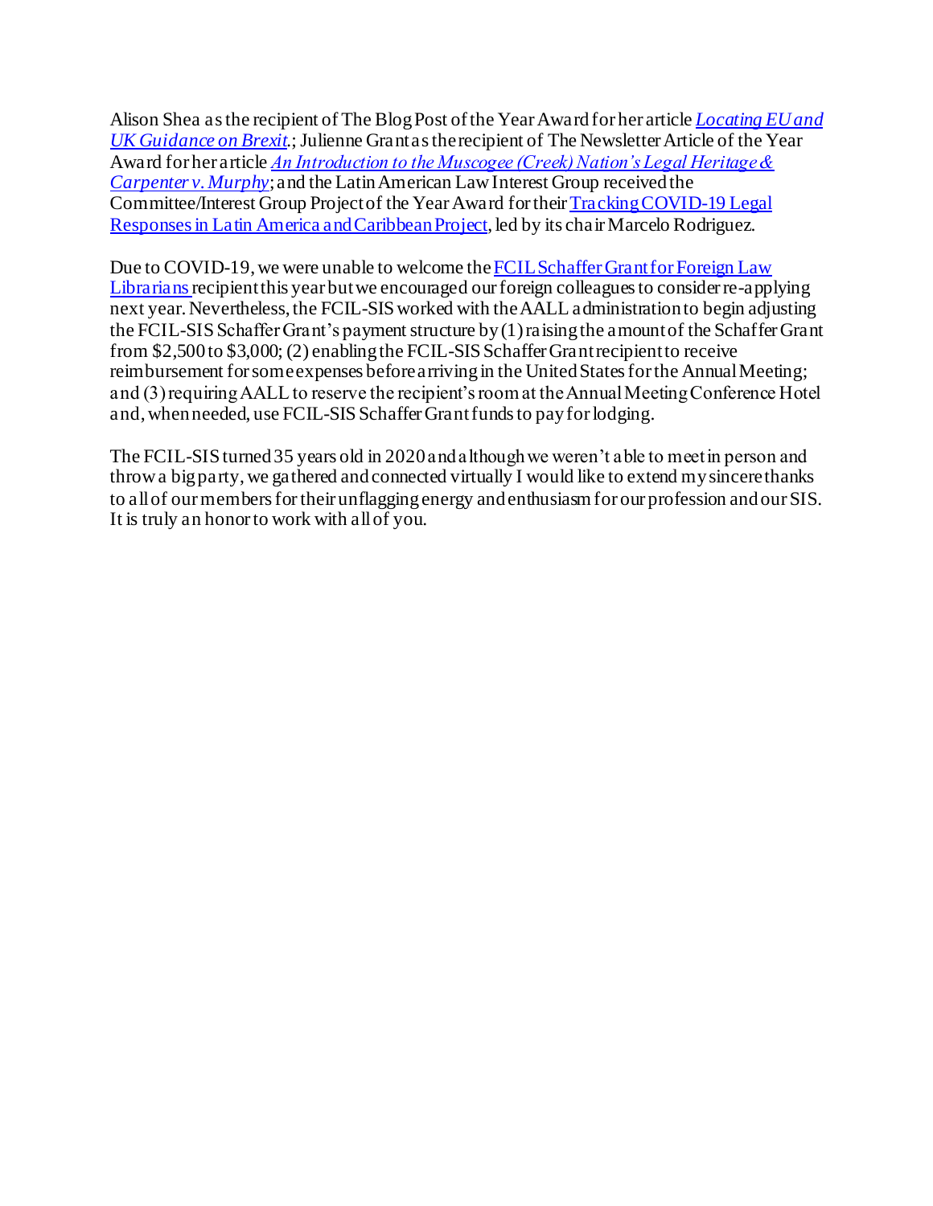Alison Shea as the recipient of The Blog Post of the Year Award for her article *[Locating EU and UK Guidance on Brexit](#)*.; Julienne Grant as the recipient of The Newsletter Article of the Year Award for her article *[An Introduction to the Muscogee (Creek) Nation's Legal Heritage & Carpenter v. Murphy](#)*; and the Latin American Law Interest Group received the Committee/Interest Group Project of the Year Award for their [Tracking COVID-19 Legal Responses in Latin America and Caribbean Project](#), led by its chair Marcelo Rodriguez.

Due to COVID-19, we were unable to welcome the [FCIL Schaffer Grant for Foreign Law Librarians](#) recipient this year but we encouraged our foreign colleagues to consider re-applying next year. Nevertheless, the FCIL-SIS worked with the AALL administration to begin adjusting the FCIL-SIS Schaffer Grant's payment structure by (1) raising the amount of the Schaffer Grant from $2,500 to $3,000; (2) enabling the FCIL-SIS Schaffer Grant recipient to receive reimbursement for some expenses before arriving in the United States for the Annual Meeting; and (3) requiring AALL to reserve the recipient's room at the Annual Meeting Conference Hotel and, when needed, use FCIL-SIS Schaffer Grant funds to pay for lodging.

The FCIL-SIS turned 35 years old in 2020 and although we weren't able to meet in person and throw a big party, we gathered and connected virtually I would like to extend my sincere thanks to all of our members for their unflagging energy and enthusiasm for our profession and our SIS. It is truly an honor to work with all of you.